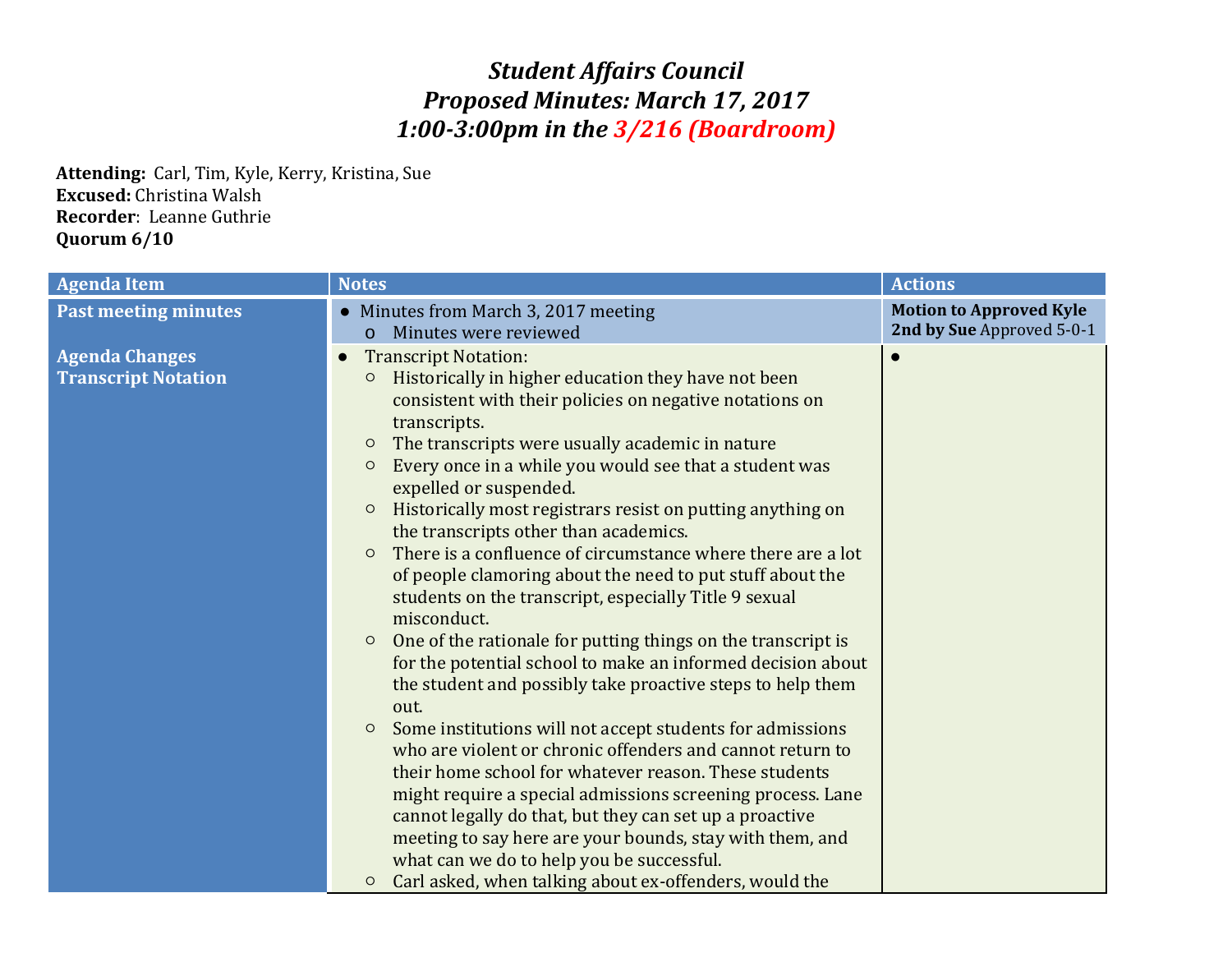# *Student Affairs Council*
# *Proposed Minutes: March 17, 2017*
# *1:00-3:00pm in the 3/216 (Boardroom)*

**Attending:** Carl, Tim, Kyle, Kerry, Kristina, Sue
**Excused:** Christina Walsh
**Recorder**: Leanne Guthrie
**Quorum 6/10**

| Agenda Item | Notes | Actions |
|---|---|---|
| **Past meeting minutes** | • Minutes from March 3, 2017 meeting<br>  o Minutes were reviewed | **Motion to Approved Kyle 2nd by Sue** Approved 5-0-1 |
| **Agenda Changes**<br>**Transcript Notation** | • Transcript Notation:<br>  ○ Historically in higher education they have not been consistent with their policies on negative notations on transcripts.<br>  ○ The transcripts were usually academic in nature<br>  ○ Every once in a while you would see that a student was expelled or suspended.<br>  ○ Historically most registrars resist on putting anything on the transcripts other than academics.<br>  ○ There is a confluence of circumstance where there are a lot of people clamoring about the need to put stuff about the students on the transcript, especially Title 9 sexual misconduct.<br>  ○ One of the rationale for putting things on the transcript is for the potential school to make an informed decision about the student and possibly take proactive steps to help them out.<br>  ○ Some institutions will not accept students for admissions who are violent or chronic offenders and cannot return to their home school for whatever reason. These students might require a special admissions screening process. Lane cannot legally do that, but they can set up a proactive meeting to say here are your bounds, stay with them, and what can we do to help you be successful.<br>  ○ Carl asked, when talking about ex-offenders, would the | • |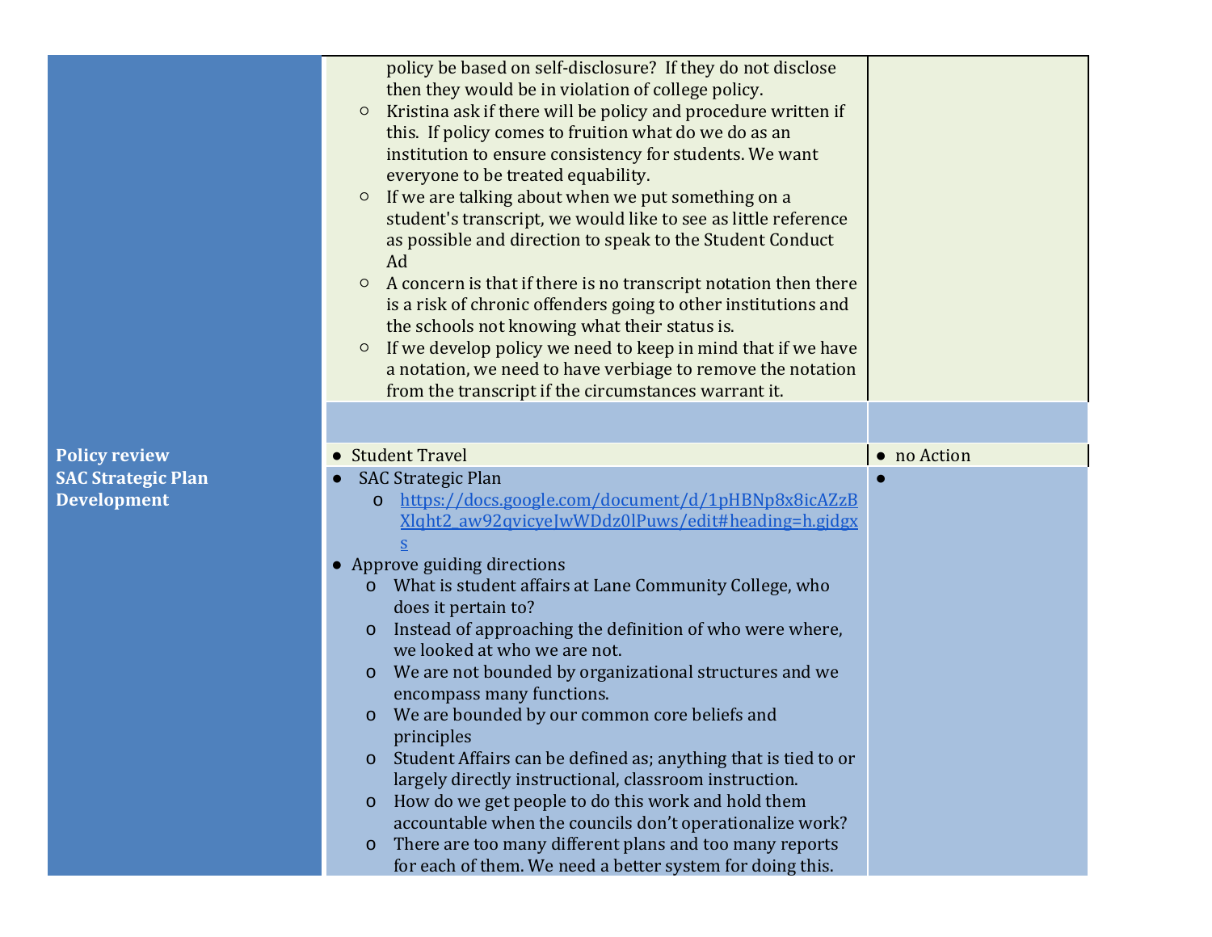| | | |
|---|---|---|
| | ○ policy be based on self-disclosure? If they do not disclose then they would be in violation of college policy.<br>○ Kristina ask if there will be policy and procedure written if this. If policy comes to fruition what do we do as an institution to ensure consistency for students. We want everyone to be treated equability.<br>○ If we are talking about when we put something on a student's transcript, we would like to see as little reference as possible and direction to speak to the Student Conduct Ad<br>○ A concern is that if there is no transcript notation then there is a risk of chronic offenders going to other institutions and the schools not knowing what their status is.<br>○ If we develop policy we need to keep in mind that if we have a notation, we need to have verbiage to remove the notation from the transcript if the circumstances warrant it. | |
| | | |
| **Policy review** | ● Student Travel | ● no Action |
| **SAC Strategic Plan Development** | ● SAC Strategic Plan<br>o https://docs.google.com/document/d/1pHBNp8x8icAZzBXlqht2_aw92qvicyeJwWDdz0lPuws/edit#heading=h.gjdgxs<br>● Approve guiding directions<br>o What is student affairs at Lane Community College, who does it pertain to?<br>o Instead of approaching the definition of who were where, we looked at who we are not.<br>o We are not bounded by organizational structures and we encompass many functions.<br>o We are bounded by our common core beliefs and principles<br>o Student Affairs can be defined as; anything that is tied to or largely directly instructional, classroom instruction.<br>o How do we get people to do this work and hold them accountable when the councils don't operationalize work?<br>o There are too many different plans and too many reports for each of them. We need a better system for doing this. | ● |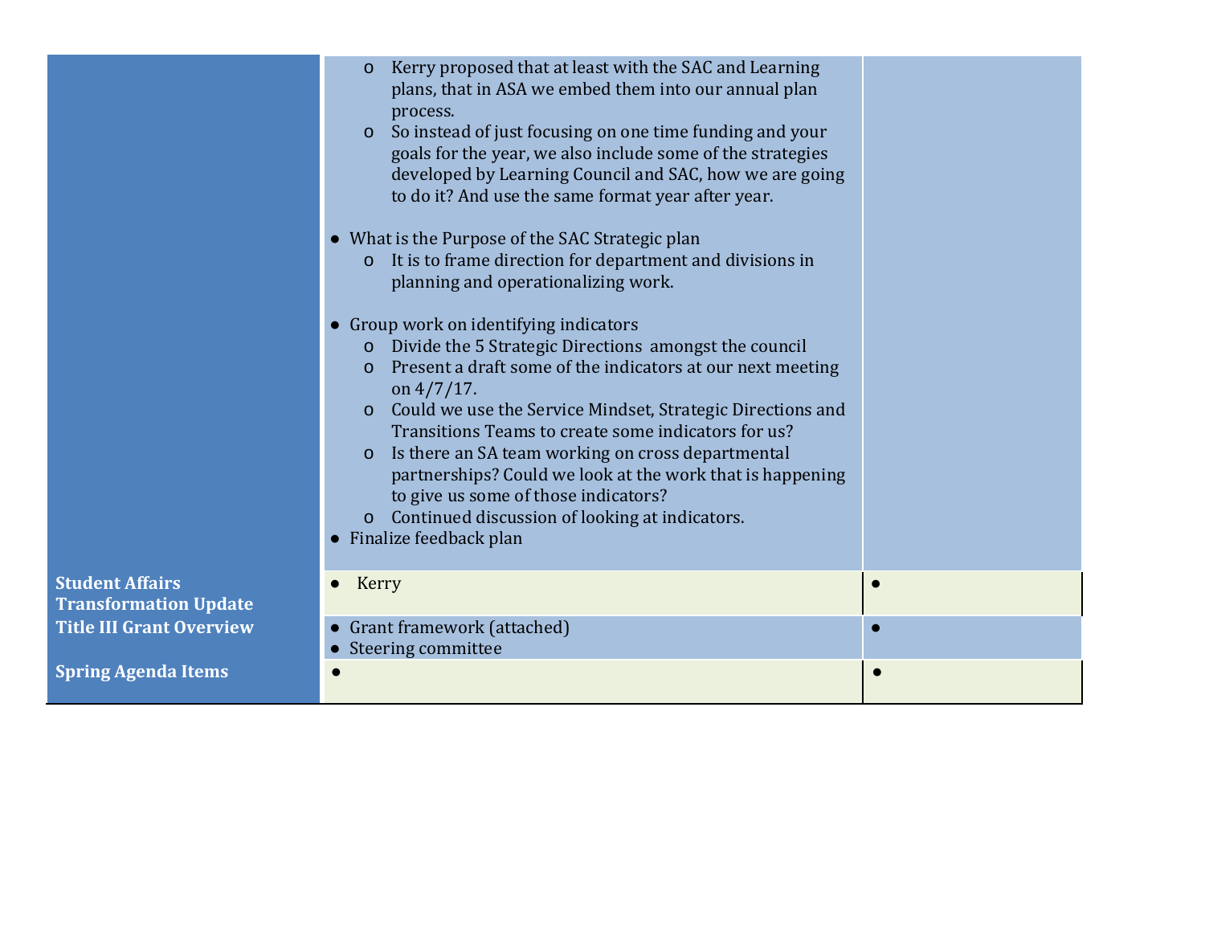| | | |
|---|---|---|
| | o Kerry proposed that at least with the SAC and Learning plans, that in ASA we embed them into our annual plan process.<br>o So instead of just focusing on one time funding and your goals for the year, we also include some of the strategies developed by Learning Council and SAC, how we are going to do it? And use the same format year after year.<br><br>● What is the Purpose of the SAC Strategic plan<br>o It is to frame direction for department and divisions in planning and operationalizing work.<br><br>● Group work on identifying indicators<br>o Divide the 5 Strategic Directions amongst the council<br>o Present a draft some of the indicators at our next meeting on 4/7/17.<br>o Could we use the Service Mindset, Strategic Directions and Transitions Teams to create some indicators for us?<br>o Is there an SA team working on cross departmental partnerships? Could we look at the work that is happening to give us some of those indicators?<br>o Continued discussion of looking at indicators.<br>● Finalize feedback plan | |
| **Student Affairs Transformation Update** | ● Kerry | ● |
| **Title III Grant Overview** | ● Grant framework (attached)<br>● Steering committee | ● |
| **Spring Agenda Items** | ● | ● |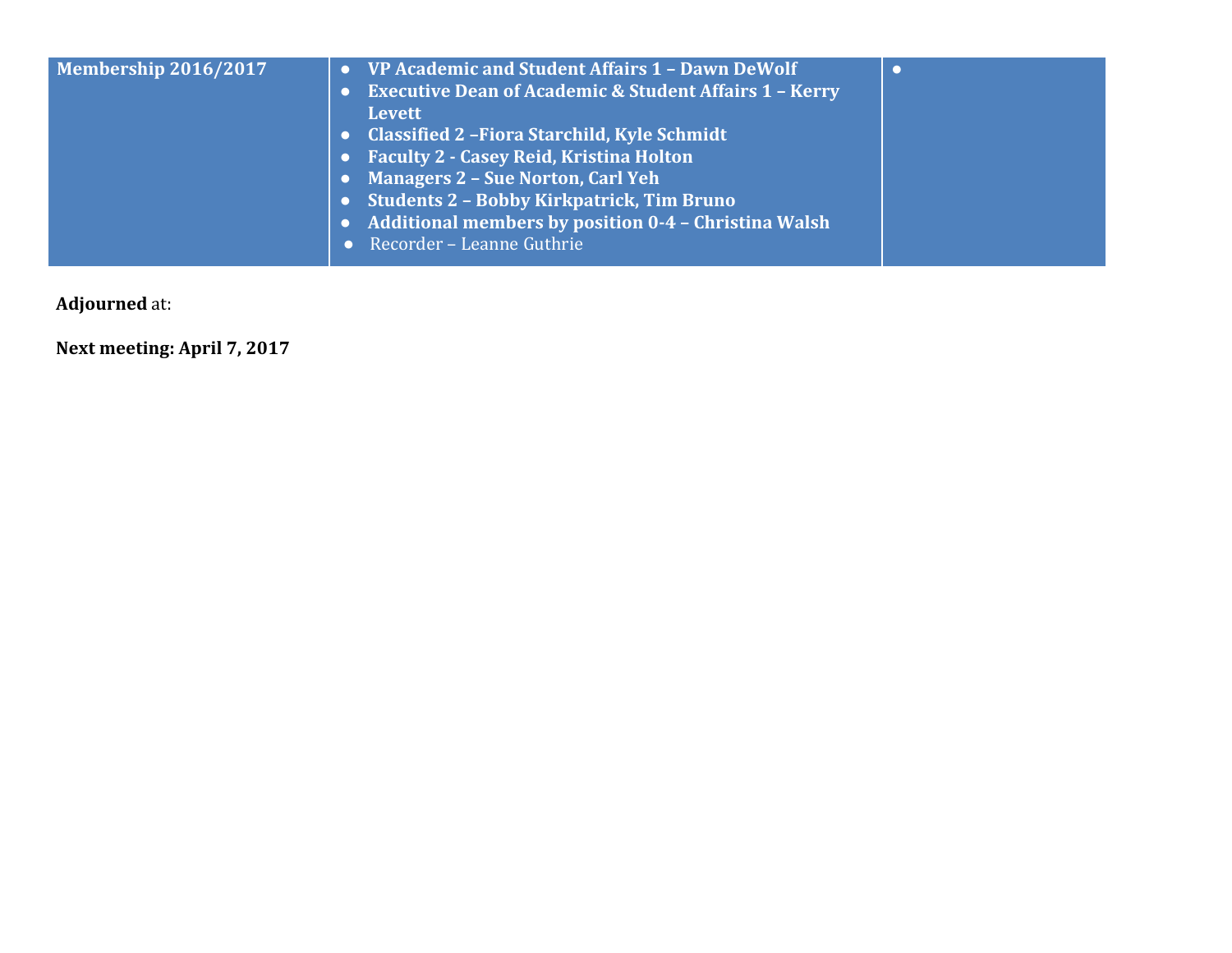| | | |
|---|---|---|
| **Membership 2016/2017** | • **VP Academic and Student Affairs 1 – Dawn DeWolf**<br>• **Executive Dean of Academic & Student Affairs 1 – Kerry Levett**<br>• **Classified 2 –Fiora Starchild, Kyle Schmidt**<br>• **Faculty 2 - Casey Reid, Kristina Holton**<br>• **Managers 2 – Sue Norton, Carl Yeh**<br>• **Students 2 – Bobby Kirkpatrick, Tim Bruno**<br>• **Additional members by position 0-4 – Christina Walsh**<br>• Recorder – Leanne Guthrie | • |

**Adjourned** at:

**Next meeting: April 7, 2017**